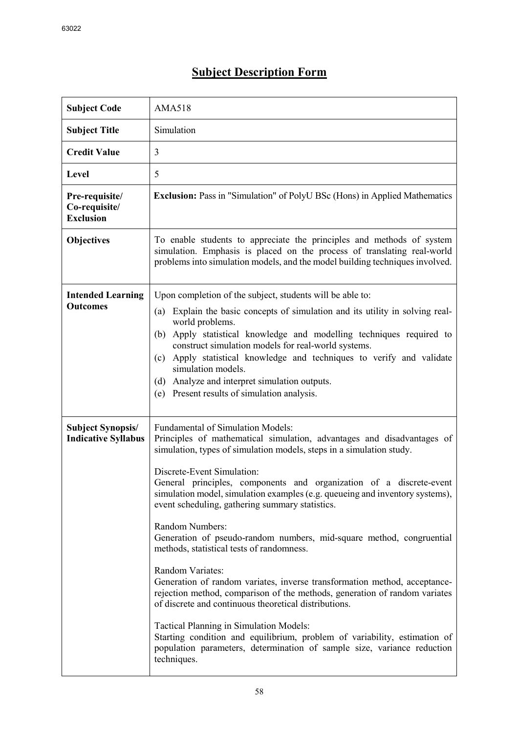# Subject Description Form

| | |
|---|---|
| **Subject Code** | AMA518 |
| **Subject Title** | Simulation |
| **Credit Value** | 3 |
| **Level** | 5 |
| **Pre-requisite/ Co-requisite/ Exclusion** | **Exclusion:** Pass in "Simulation" of PolyU BSc (Hons) in Applied Mathematics |
| **Objectives** | To enable students to appreciate the principles and methods of system simulation. Emphasis is placed on the process of translating real-world problems into simulation models, and the model building techniques involved. |
| **Intended Learning Outcomes** | Upon completion of the subject, students will be able to:<br>(a) Explain the basic concepts of simulation and its utility in solving real-world problems.<br>(b) Apply statistical knowledge and modelling techniques required to construct simulation models for real-world systems.<br>(c) Apply statistical knowledge and techniques to verify and validate simulation models.<br>(d) Analyze and interpret simulation outputs.<br>(e) Present results of simulation analysis. |
| **Subject Synopsis/ Indicative Syllabus** | Fundamental of Simulation Models:<br>Principles of mathematical simulation, advantages and disadvantages of simulation, types of simulation models, steps in a simulation study.<br><br>Discrete-Event Simulation:<br>General principles, components and organization of a discrete-event simulation model, simulation examples (e.g. queueing and inventory systems), event scheduling, gathering summary statistics.<br><br>Random Numbers:<br>Generation of pseudo-random numbers, mid-square method, congruential methods, statistical tests of randomness.<br><br>Random Variates:<br>Generation of random variates, inverse transformation method, acceptance-rejection method, comparison of the methods, generation of random variates of discrete and continuous theoretical distributions.<br><br>Tactical Planning in Simulation Models:<br>Starting condition and equilibrium, problem of variability, estimation of population parameters, determination of sample size, variance reduction techniques. |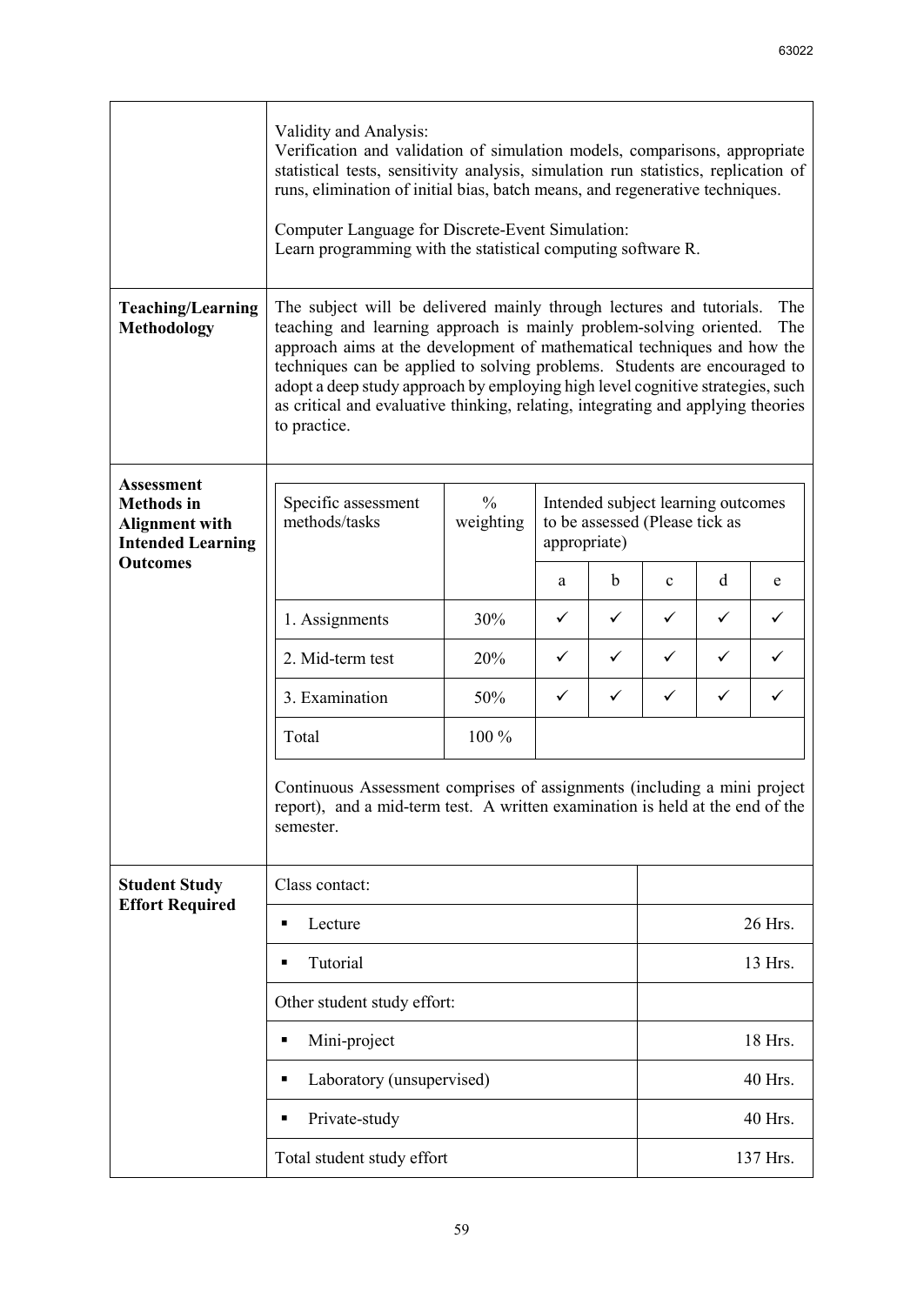| | |
|---|---|
| | Validity and Analysis:<br>Verification and validation of simulation models, comparisons, appropriate statistical tests, sensitivity analysis, simulation run statistics, replication of runs, elimination of initial bias, batch means, and regenerative techniques.<br><br>Computer Language for Discrete-Event Simulation:<br>Learn programming with the statistical computing software R. |
| **Teaching/Learning Methodology** | The subject will be delivered mainly through lectures and tutorials. The teaching and learning approach is mainly problem-solving oriented. The approach aims at the development of mathematical techniques and how the techniques can be applied to solving problems. Students are encouraged to adopt a deep study approach by employing high level cognitive strategies, such as critical and evaluative thinking, relating, integrating and applying theories to practice. |

**Assessment Methods in Alignment with Intended Learning Outcomes**

| Specific assessment methods/tasks | % weighting | Intended subject learning outcomes to be assessed (Please tick as appropriate) | | | | |
|---|---|---|---|---|---|---|
| | | a | b | c | d | e |
| 1. Assignments | 30% | ✓ | ✓ | ✓ | ✓ | ✓ |
| 2. Mid-term test | 20% | ✓ | ✓ | ✓ | ✓ | ✓ |
| 3. Examination | 50% | ✓ | ✓ | ✓ | ✓ | ✓ |
| Total | 100 % | | | | | |

Continuous Assessment comprises of assignments (including a mini project report), and a mid-term test. A written examination is held at the end of the semester.

**Student Study Effort Required**

| | |
|---|---|
| Class contact: | |
| ▪ Lecture | 26 Hrs. |
| ▪ Tutorial | 13 Hrs. |
| Other student study effort: | |
| ▪ Mini-project | 18 Hrs. |
| ▪ Laboratory (unsupervised) | 40 Hrs. |
| ▪ Private-study | 40 Hrs. |
| Total student study effort | 137 Hrs. |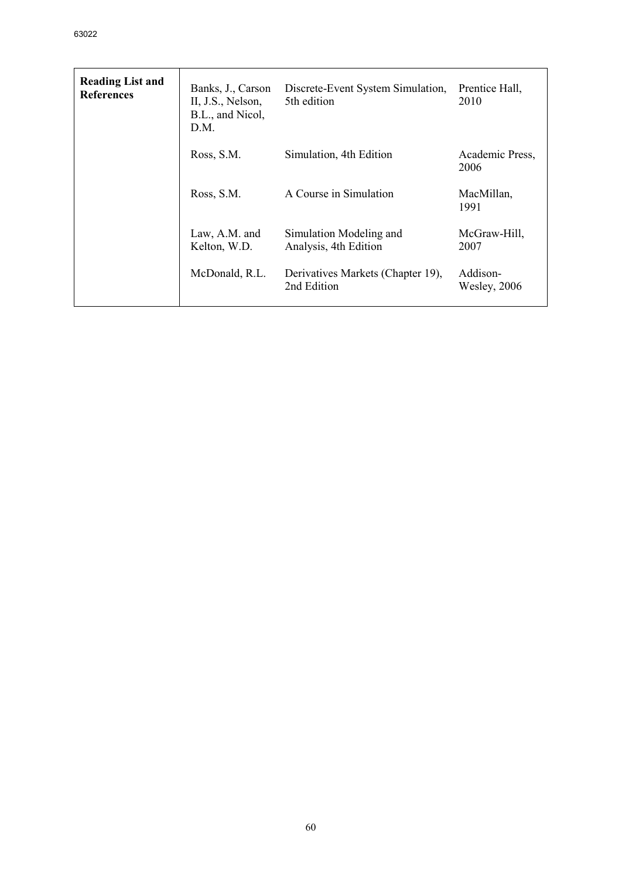| | | | |
|---|---|---|---|
| **Reading List and References** | Banks, J., Carson II, J.S., Nelson, B.L., and Nicol, D.M. | Discrete-Event System Simulation, 5th edition | Prentice Hall, 2010 |
| | Ross, S.M. | Simulation, 4th Edition | Academic Press, 2006 |
| | Ross, S.M. | A Course in Simulation | MacMillan, 1991 |
| | Law, A.M. and Kelton, W.D. | Simulation Modeling and Analysis, 4th Edition | McGraw-Hill, 2007 |
| | McDonald, R.L. | Derivatives Markets (Chapter 19), 2nd Edition | Addison-Wesley, 2006 |